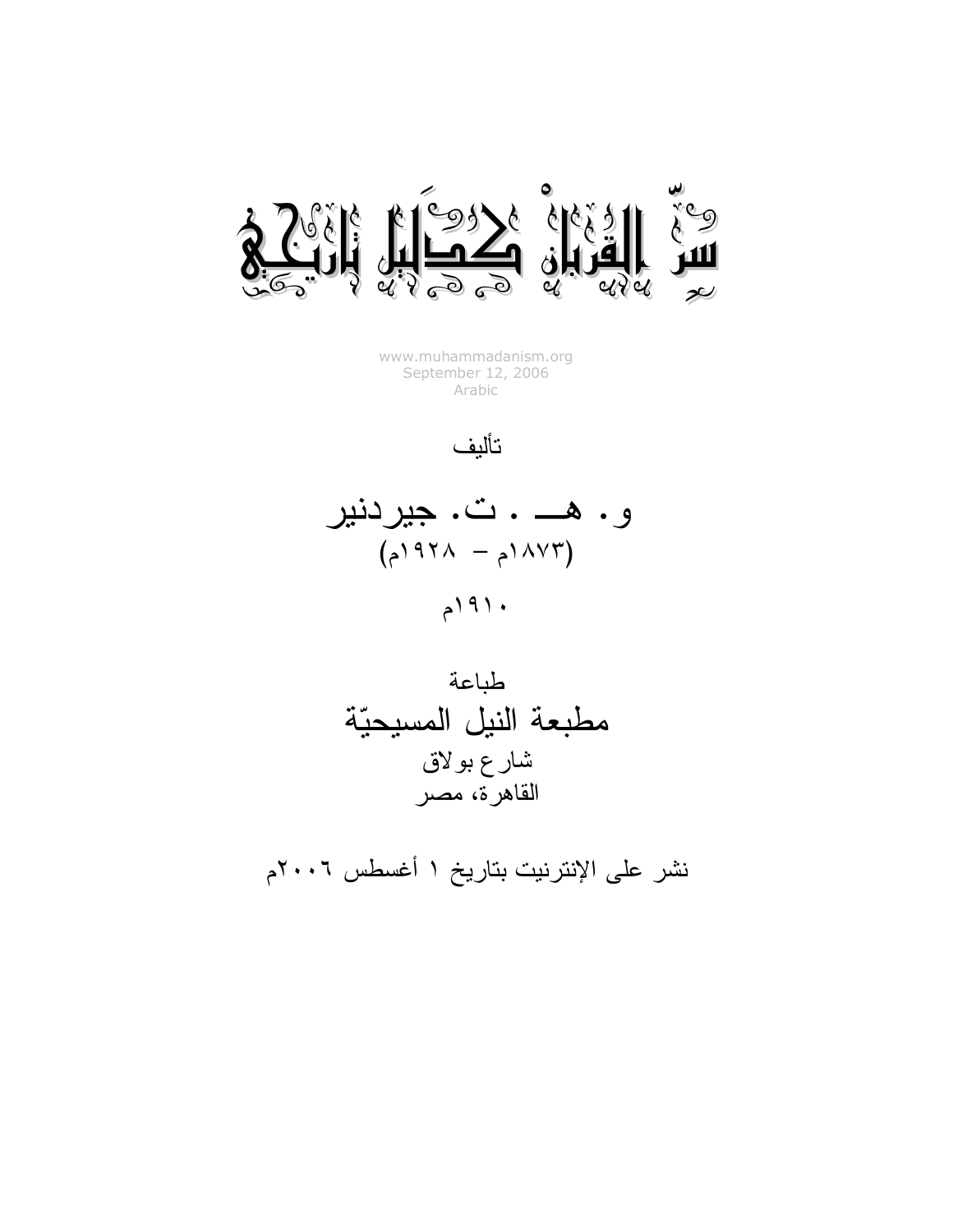# سرّ القربان كدليل تاريخي

www.muhammadanism.org
September 12, 2006
Arabic

تأليف

## و. هـــ . ت. جيردنير
(١٨٧٣م – ١٩٢٨م)

١٩١٠م

طباعة

## مطبعة النيل المسيحيّة
شارع بولاق
القاهرة، مصر

نشر على الإنترنيت بتاريخ ١ أغسطس ٢٠٠٦م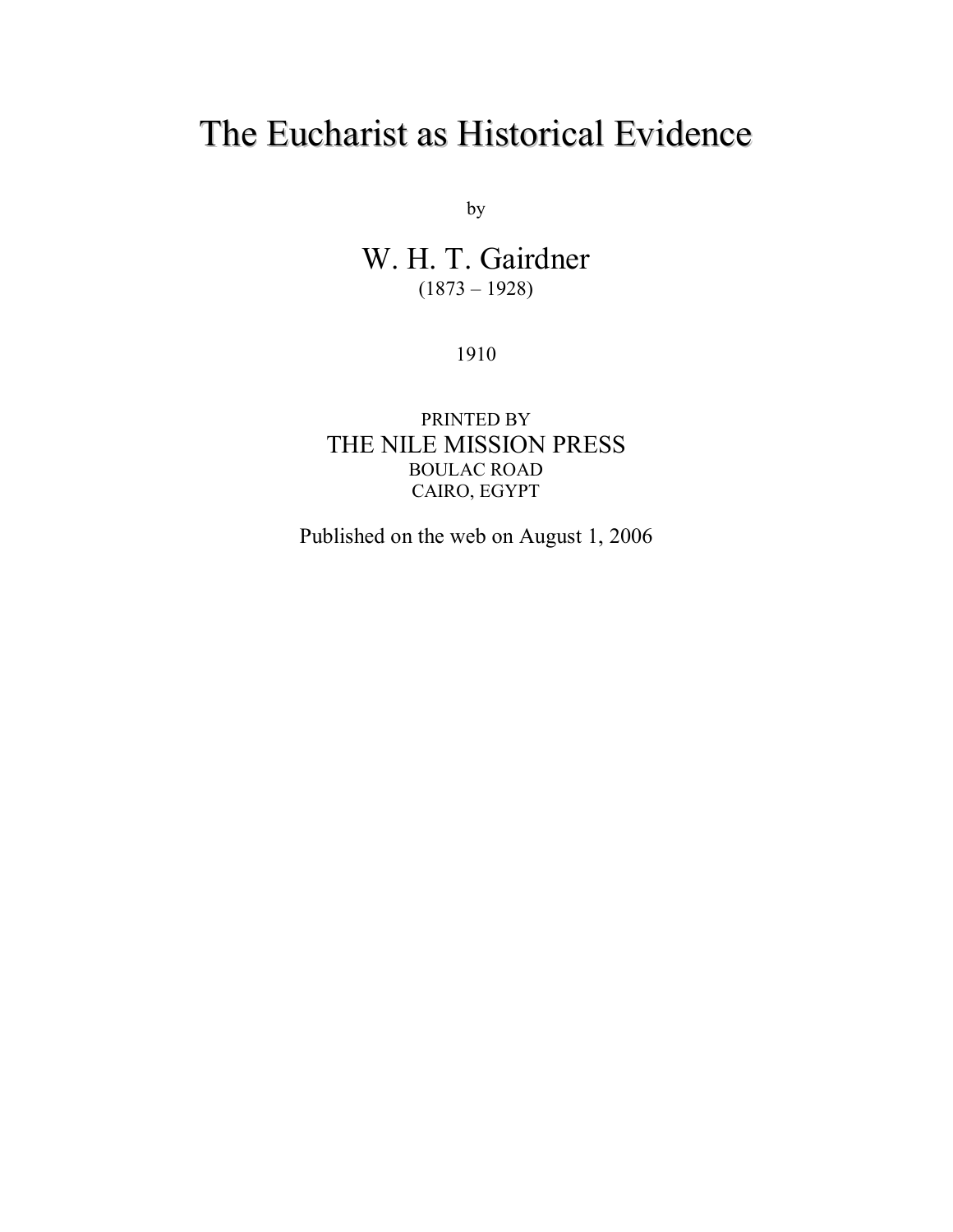# The Eucharist as Historical Evidence

by

W. H. T. Gairdner
(1873 – 1928)

1910

PRINTED BY
THE NILE MISSION PRESS
BOULAC ROAD
CAIRO, EGYPT

Published on the web on August 1, 2006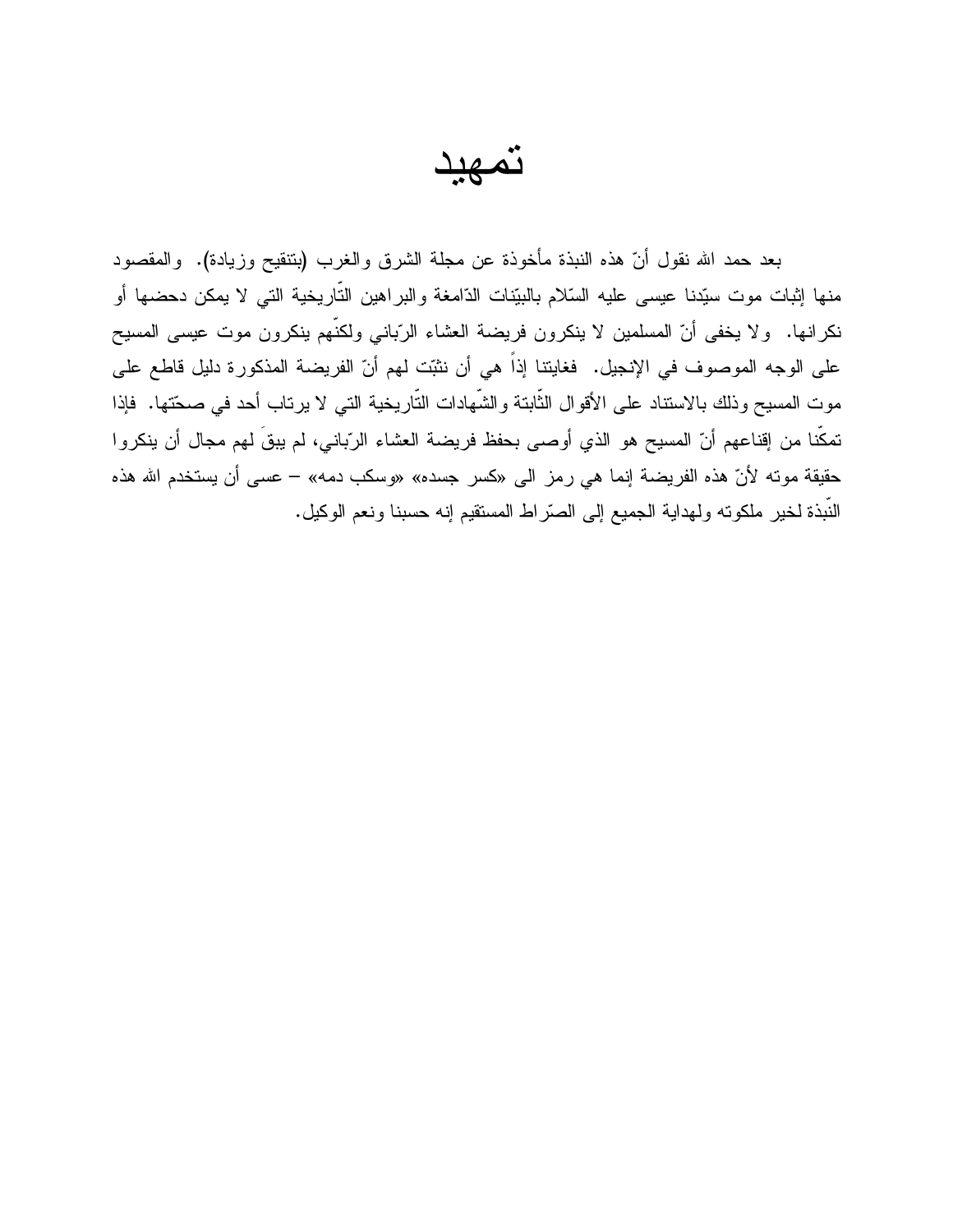# تمهيد

بعد حمد الله نقول أنّ هذه النبذة مأخوذة عن مجلة الشرق والغرب (بتنقيح وزيادة). والمقصود منها إثبات موت سيّدنا عيسى عليه السّلام بالبيّنات الدّامغة والبراهين التّاريخية التي لا يمكن دحضها أو نكرانها. ولا يخفى أنّ المسلمين لا ينكرون فريضة العشاء الرّباني ولكنّهم ينكرون موت عيسى المسيح على الوجه الموصوف في الإنجيل. فغايتنا إذاً هي أن نثبّت لهم أنّ الفريضة المذكورة دليل قاطع على موت المسيح وذلك بالاستناد على الأقوال الثّابتة والشّهادات التّاريخية التي لا يرتاب أحد في صحّتها. فإذا تمكّنا من إقناعهم أنّ المسيح هو الذي أوصى بحفظ فريضة العشاء الرّباني، لم يبقَ لهم مجال أن ينكروا حقيقة موته لأنّ هذه الفريضة إنما هي رمز الى «كسر جسده» «وسكب دمه» – عسى أن يستخدم الله هذه النّبذة لخير ملكوته ولهداية الجميع إلى الصّراط المستقيم إنه حسبنا ونعم الوكيل.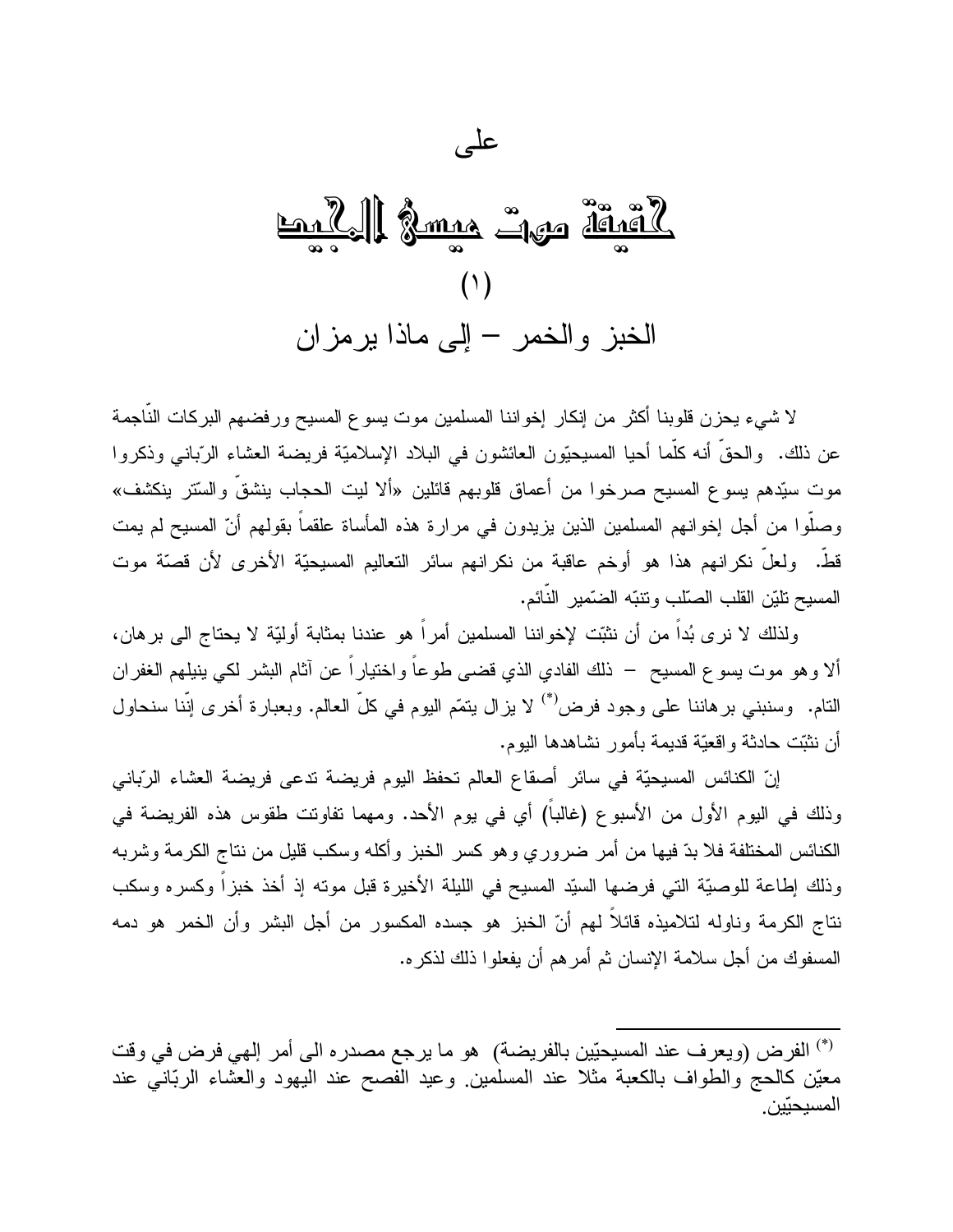على

# حقيقة موت عيسى المسيح

## (١)

## الخبز والخمر – إلى ماذا يرمزان

لا شيء يحزن قلوبنا أكثر من إنكار إخواننا المسلمين موت يسوع المسيح ورفضهم البركات النّاجمة عن ذلك. والحقّ أنه كلّما أحيا المسيحيّون العائشون في البلاد الإسلاميّة فريضة العشاء الرّباني وذكروا موت سيّدهم يسوع المسيح صرخوا من أعماق قلوبهم قائلين «ألا ليت الحجاب ينشقّ والسّتر ينكشف» وصلّوا من أجل إخوانهم المسلمين الذين يزيدون في مرارة هذه المأساة علقماً بقولهم أنّ المسيح لم يمت قطّ. ولعلّ نكرانهم هذا هو أوخم عاقبة من نكرانهم سائر التعاليم المسيحيّة الأخرى لأن قصّة موت المسيح تليّن القلب الصّلب وتنبّه الضّمير النّائم.

ولذلك لا نرى بُداً من أن نثبّت لإخواننا المسلمين أمراً هو عندنا بمثابة أوليّة لا يحتاج الى برهان، ألا وهو موت يسوع المسيح – ذلك الفادي الذي قضى طوعاً واختياراً عن آثام البشر لكي ينيلهم الغفران التام. وسنبني برهاننا على وجود فرض[*] لا يزال يتمّ اليوم في كلّ العالم. وبعبارة أخرى إنّنا سنحاول أن نثبّت حادثة واقعيّة قديمة بأمور نشاهدها اليوم.

إنّ الكنائس المسيحيّة في سائر أصقاع العالم تحفظ اليوم فريضة تدعى فريضة العشاء الرّباني وذلك في اليوم الأول من الأسبوع (غالباً) أي في يوم الأحد. ومهما تفاوتت طقوس هذه الفريضة في الكنائس المختلفة فلا بدّ فيها من أمر ضروري وهو كسر الخبز وأكله وسكب قليل من نتاج الكرمة وشربه وذلك إطاعة للوصيّة التي فرضها السيّد المسيح في الليلة الأخيرة قبل موته إذ أخذ خبزاً وكسره وسكب نتاج الكرمة وناوله لتلاميذه قائلاً لهم أنّ الخبز هو جسده المكسور من أجل البشر وأن الخمر هو دمه المسفوك من أجل سلامة الإنسان ثم أمرهم أن يفعلوا ذلك لذكره.

---

[*] الفرض (ويعرف عند المسيحيّين بالفريضة) هو ما يرجع مصدره الى أمر إلهي فرض في وقت معيّن كالحج والطواف بالكعبة مثلا عند المسلمين. وعيد الفصح عند اليهود والعشاء الرّباني عند المسيحيّين.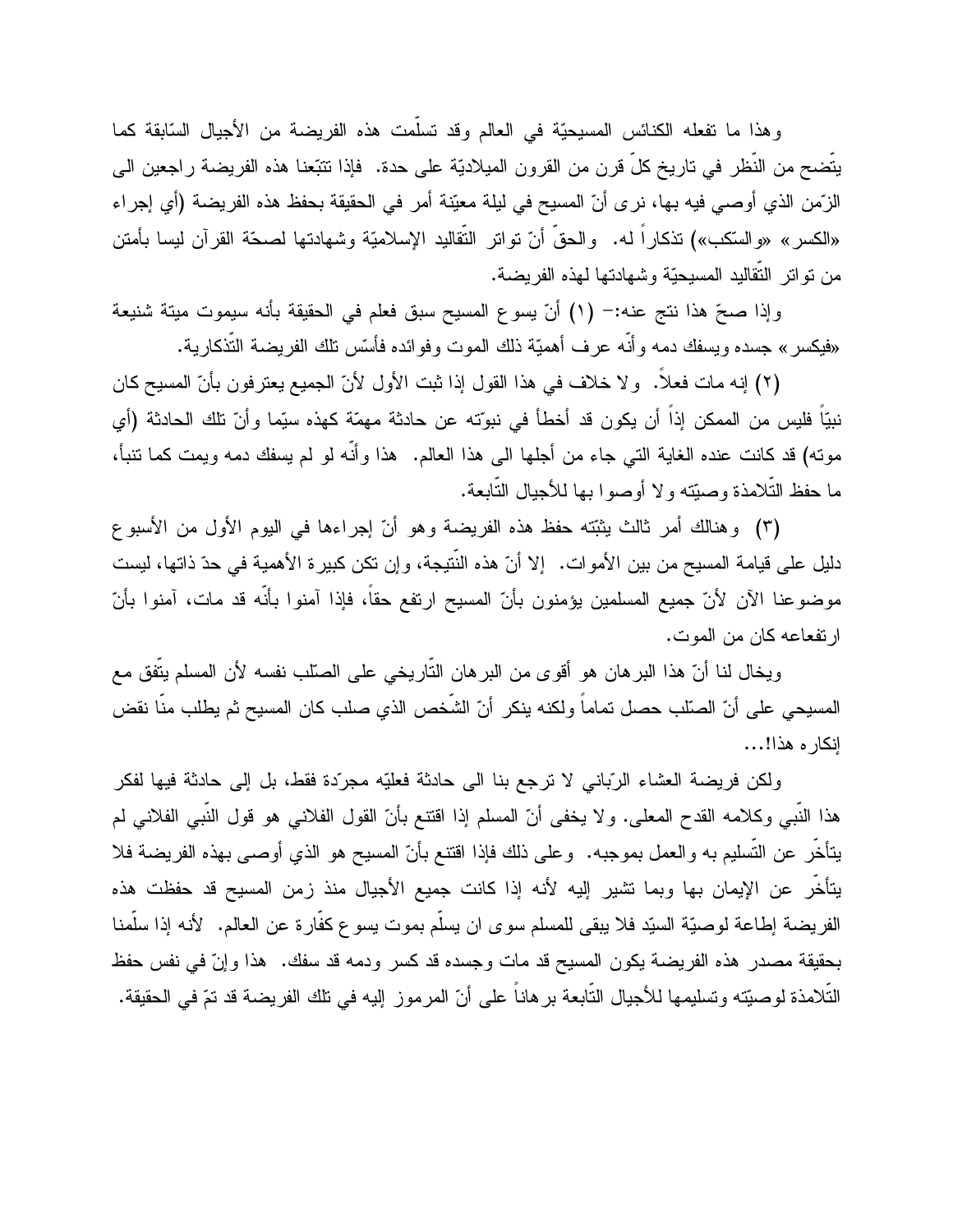وهذا ما تفعله الكنائس المسيحيّة في العالم وقد تسلّمت هذه الفريضة من الأجيال السّابقة كما يتّضح من النّظر في تاريخ كلّ قرن من القرون الميلاديّة على حدة. فإذا تتبّعنا هذه الفريضة راجعين الى الزّمن الذي أوصي فيه بها، نرى أنّ المسيح في ليلة معيّنة أمر في الحقيقة بحفظ هذه الفريضة (أي إجراء «الكسر» «والسّكب») تذكاراً له. والحقّ أنّ تواتر التّقاليد الإسلاميّة وشهادتها لصحّة القرآن ليسا بأمتن من تواتر التّقاليد المسيحيّة وشهادتها لهذه الفريضة.

وإذا صحّ هذا نتج عنه:– (١) أنّ يسوع المسيح سبق فعلم في الحقيقة بأنه سيموت ميتة شنيعة «فيكسر» جسده ويسفك دمه وأنّه عرف أهميّة ذلك الموت وفوائده فأسّس تلك الفريضة التّذكارية.

(٢) إنه مات فعلاً. ولا خلاف في هذا القول إذا ثبت الأول لأنّ الجميع يعترفون بأنّ المسيح كان نبيّاً فليس من الممكن إذاً أن يكون قد أخطأ في نبوّته عن حادثة مهمّة كهذه سيّما وأنّ تلك الحادثة (أي موته) قد كانت عنده الغاية التي جاء من أجلها الى هذا العالم. هذا وأنّه لو لم يسفك دمه ويمت كما تنبأ، ما حفظ التّلامذة وصيّته ولا أوصوا بها للأجيال التّابعة.

(٣) وهنالك أمر ثالث يثبّته حفظ هذه الفريضة وهو أنّ إجراءها في اليوم الأول من الأسبوع دليل على قيامة المسيح من بين الأموات. إلا أنّ هذه النّتيجة، وإن تكن كبيرة الأهمية في حدّ ذاتها، ليست موضوعنا الآن لأنّ جميع المسلمين يؤمنون بأنّ المسيح ارتفع حقاً، فإذا آمنوا بأنّه قد مات، آمنوا بأنّ ارتفاعه كان من الموت.

ويخال لنا أنّ هذا البرهان هو أقوى من البرهان التّاريخي على الصّلب نفسه لأن المسلم يتّفق مع المسيحي على أنّ الصّلب حصل تماماً ولكنه ينكر أنّ الشّخص الذي صلب كان المسيح ثم يطلب منّا نقض إنكاره هذا!...

ولكن فريضة العشاء الرّباني لا ترجع بنا الى حادثة فعليّه مجرّدة فقط، بل إلى حادثة فيها لفكر هذا النّبي وكلامه القدح المعلى. ولا يخفى أنّ المسلم إذا اقتنع بأنّ القول الفلاني هو قول النّبي الفلاني لم يتأخّر عن التّسليم به والعمل بموجبه. وعلى ذلك فإذا اقتنع بأنّ المسيح هو الذي أوصى بهذه الفريضة فلا يتأخّر عن الإيمان بها وبما تشير إليه لأنه إذا كانت جميع الأجيال منذ زمن المسيح قد حفظت هذه الفريضة إطاعة لوصيّة السيّد فلا يبقى للمسلم سوى ان يسلّم بموت يسوع كفّارة عن العالم. لأنه إذا سلّمنا بحقيقة مصدر هذه الفريضة يكون المسيح قد مات وجسده قد كسر ودمه قد سفك. هذا وإنّ في نفس حفظ التّلامذة لوصيّته وتسليمها للأجيال التّابعة برهاناً على أنّ المرموز إليه في تلك الفريضة قد تمّ في الحقيقة.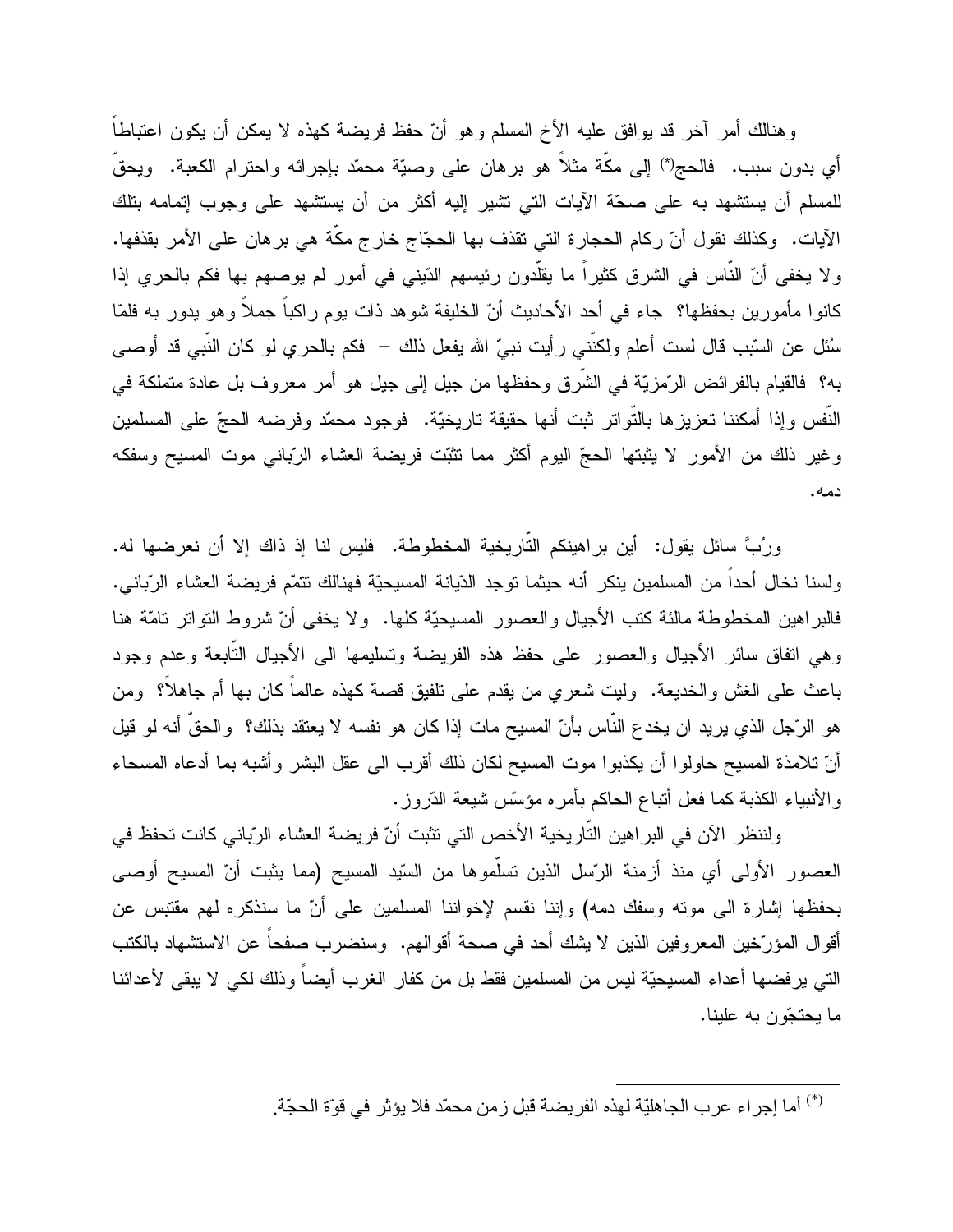وهنالك أمر آخر قد يوافق عليه الأخ المسلم وهو أنّ حفظ فريضة كهذه لا يمكن أن يكون اعتباطاً أي بدون سبب. فالحج(*) إلى مكّة مثلاً هو برهان على وصيّة محمّد بإجرائه واحترام الكعبة. ويحقّ للمسلم أن يستشهد به على صحّة الآيات التي تشير إليه أكثر من أن يستشهد على وجوب إتمامه بتلك الآيات. وكذلك نقول أنّ ركام الحجارة التي تقذف بها الحجّاج خارج مكّة هي برهان على الأمر بقذفها. ولا يخفى أنّ النّاس في الشرق كثيراً ما يقلّدون رئيسهم الدّيني في أمور لم يوصهم بها فكم بالحري إذا كانوا مأمورين بحفظها؟ جاء في أحد الأحاديث أنّ الخليفة شوهد ذات يوم راكباً جملاً وهو يدور به فلمّا سُئل عن السّبب قال لست أعلم ولكنّني رأيت نبيّ الله يفعل ذلك – فكم بالحري لو كان النّبي قد أوصى به؟ فالقيام بالفرائض الرّمزيّة في الشّرق وحفظها من جيل إلى جيل هو أمر معروف بل عادة متملكة في النّفس وإذا أمكننا تعزيزها بالتّواتر ثبت أنها حقيقة تاريخيّة. فوجود محمّد وفرضه الحجّ على المسلمين وغير ذلك من الأمور لا يثبتها الحجّ اليوم أكثر مما تثبّت فريضة العشاء الرّباني موت المسيح وسفكه دمه.

ورُبَّ سائل يقول: أين براهينكم التّاريخية المخطوطة. فليس لنا إذ ذاك إلا أن نعرضها له. ولسنا نخال أحداً من المسلمين ينكر أنه حيثما توجد الدّيانة المسيحيّة فهنالك تتمّ فريضة العشاء الرّباني. فالبراهين المخطوطة مالئة كتب الأجيال والعصور المسيحيّة كلها. ولا يخفى أنّ شروط التواتر تامّة هنا وهي اتفاق سائر الأجيال والعصور على حفظ هذه الفريضة وتسليمها الى الأجيال التّابعة وعدم وجود باعث على الغش والخديعة. وليت شعري من يقدم على تلفيق قصة كهذه عالماً كان بها أم جاهلاً؟ ومن هو الرّجل الذي يريد ان يخدع النّاس بأنّ المسيح مات إذا كان هو نفسه لا يعتقد بذلك؟ والحقّ أنه لو قيل أنّ تلامذة المسيح حاولوا أن يكذبوا موت المسيح لكان ذلك أقرب الى عقل البشر وأشبه بما أدعاه المسحاء والأنبياء الكذبة كما فعل أتباع الحاكم بأمره مؤسّس شيعة الدّروز.

ولننظر الآن في البراهين التّاريخية الأخص التي تثبت أنّ فريضة العشاء الرّباني كانت تحفظ في العصور الأولى أي منذ أزمنة الرّسل الذين تسلّموها من السّيد المسيح (مما يثبت أنّ المسيح أوصى بحفظها إشارة الى موته وسفك دمه) وإننا نقسم لإخواننا المسلمين على أنّ ما سنذكره لهم مقتبس عن أقوال المؤرّخين المعروفين الذين لا يشك أحد في صحة أقوالهم. وسنضرب صفحاً عن الاستشهاد بالكتب التي يرفضها أعداء المسيحيّة ليس من المسلمين فقط بل من كفار الغرب أيضاً وذلك لكي لا يبقى لأعدائنا ما يحتجّون به علينا.

---

(*) أما إجراء عرب الجاهليّة لهذه الفريضة قبل زمن محمّد فلا يؤثر في قوّة الحجّة.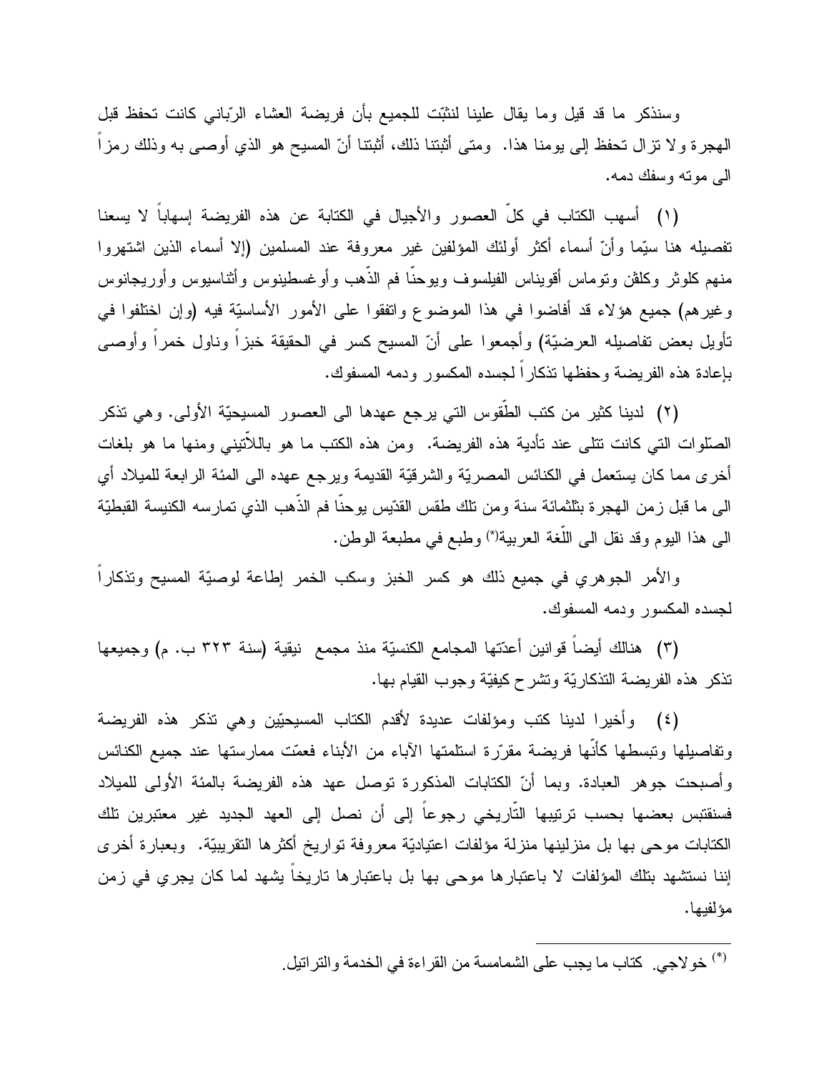وسنذكر ما قد قيل وما يقال علينا لنثبّت للجميع بأن فريضة العشاء الرّباني كانت تحفظ قبل الهجرة ولا تزال تحفظ إلى يومنا هذا. ومتى أثبتنا ذلك، أثبتنا أنّ المسيح هو الذي أوصى به وذلك رمزاً الى موته وسفك دمه.

(١) أسهب الكتاب في كلّ العصور والأجيال في الكتابة عن هذه الفريضة إسهاباً لا يسعنا تفصيله هنا سيّما وأنّ أسماء أكثر أولئك المؤلفين غير معروفة عند المسلمين (إلا أسماء الذين اشتهروا منهم كلوثر وكلفن وتوماس أقويناس الفيلسوف ويوحنّا فم الذّهب وأوغسطينوس وأثاسيوس وأوريجانوس وغيرهم) جميع هؤلاء قد أفاضوا في هذا الموضوع واتفقوا على الأمور الأساسيّة فيه (وإن اختلفوا في تأويل بعض تفاصيله العرضيّة) وأجمعوا على أنّ المسيح كسر في الحقيقة خبزاً وناول خمراً وأوصى بإعادة هذه الفريضة وحفظها تذكاراً لجسده المكسور ودمه المسفوك.

(٢) لدينا كثير من كتب الطّقوس التي يرجع عهدها الى العصور المسيحيّة الأولى. وهي تذكر الصّلوات التي كانت تتلى عند تأدية هذه الفريضة. ومن هذه الكتب ما هو باللاّتيني ومنها ما هو بلغات أخرى مما كان يستعمل في الكنائس المصريّة والشرقيّة القديمة ويرجع عهده الى المئة الرابعة للميلاد أي الى ما قبل زمن الهجرة بثلثمائة سنة ومن تلك طقس القدّيس يوحنّا فم الذّهب الذي تمارسه الكنيسة القبطيّة الى هذا اليوم وقد نقل الى اللّغة العربية[*] وطبع في مطبعة الوطن.

والأمر الجوهري في جميع ذلك هو كسر الخبز وسكب الخمر إطاعة لوصيّة المسيح وتذكاراً لجسده المكسور ودمه المسفوك.

(٣) هنالك أيضاً قوانين أعدّتها المجامع الكنسيّة منذ مجمع نيقية (سنة ٣٢٣ ب. م) وجميعها تذكر هذه الفريضة التذكاريّة وتشرح كيفيّة وجوب القيام بها.

(٤) وأخيرا لدينا كتب ومؤلفات عديدة لأقدم الكتاب المسيحيّين وهي تذكر هذه الفريضة وتفاصيلها وتبسطها كأنّها فريضة مقرّرة استلمتها الآباء من الأبناء فعمّت ممارستها عند جميع الكنائس وأصبحت جوهر العبادة. وبما أنّ الكتابات المذكورة توصل عهد هذه الفريضة بالمئة الأولى للميلاد فسنقتبس بعضها بحسب ترتيبها التّاريخي رجوعاً إلى أن نصل إلى العهد الجديد غير معتبرين تلك الكتابات موحى بها بل منزلينها منزلة مؤلفات اعتياديّة معروفة تواريخ أكثرها التقريبيّة. وبعبارة أخرى إننا نستشهد بتلك المؤلفات لا باعتبارها موحى بها بل باعتبارها تاريخاً يشهد لما كان يجري في زمن مؤلفيها.

---

[*] خولاجي. كتاب ما يجب على الشمامسة من القراءة في الخدمة والتراتيل.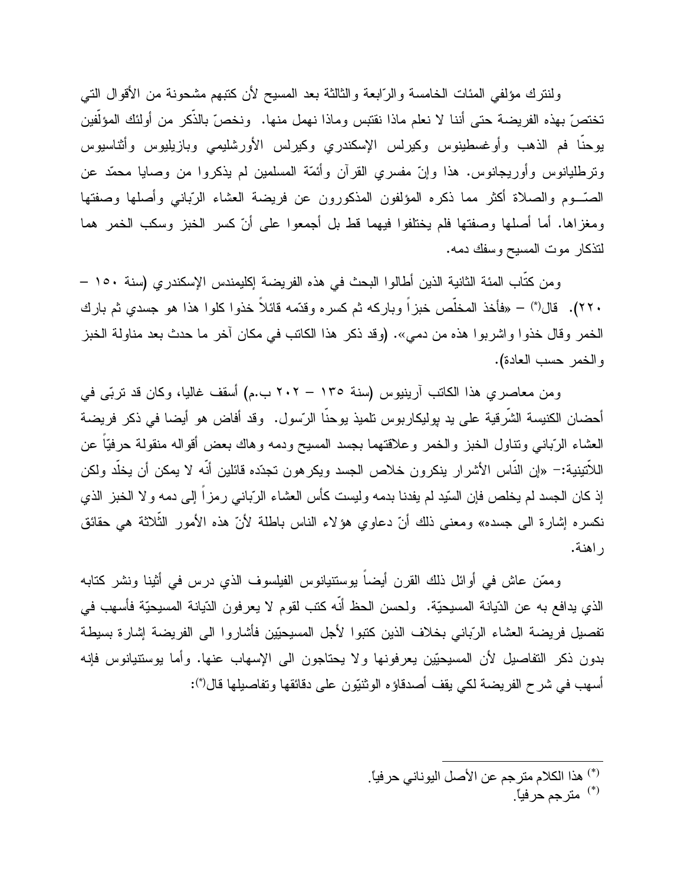ولنترك مؤلفي المئات الخامسة والرّابعة والثالثة بعد المسيح لأن كتبهم مشحونة من الأقوال التي تختصّ بهذه الفريضة حتى أننا لا نعلم ماذا نقتبس وماذا نهمل منها. ونخصّ بالذّكر من أولئك المؤلّفين يوحنّا فم الذهب وأوغسطينوس وكيرلس الإسكندري وكيرلس الأورشليمي وبازيليوس وأثناسيوس وترطليانوس وأوريجانوس. هذا وإنّ مفسري القرآن وأئمّة المسلمين لم يذكروا من وصايا محمّد عن الصّـــوم والصلاة أكثر مما ذكره المؤلفون المذكورون عن فريضة العشاء الرّباني وأصلها وصفتها ومغزاها. أما أصلها وصفتها فلم يختلفوا فيهما قط بل أجمعوا على أنّ كسر الخبز وسكب الخمر هما لتذكار موت المسيح وسفك دمه.

ومن كتّاب المئة الثانية الذين أطالوا البحث في هذه الفريضة إكليمندس الإسكندري (سنة ١٥٠ – ٢٢٠). قال(*) – «فأخذ المخلّص خبزاً وباركه ثم كسره وقدّمه قائلاً خذوا كلوا هذا هو جسدي ثم بارك الخمر وقال خذوا واشربوا هذه من دمي». (وقد ذكر هذا الكاتب في مكان آخر ما حدث بعد مناولة الخبز والخمر حسب العادة).

ومن معاصري هذا الكاتب آرينيوس (سنة ١٣٥ – ٢٠٢ ب.م) أسقف غاليا، وكان قد تربّى في أحضان الكنيسة الشّرقية على يد بوليكاربوس تلميذ يوحنّا الرّسول. وقد أفاض هو أيضا في ذكر فريضة العشاء الرّباني وتناول الخبز والخمر وعلاقتهما بجسد المسيح ودمه وهاك بعض أقواله منقولة حرفيّاً عن اللاّتينية:– «إن النّاس الأشرار ينكرون خلاص الجسد ويكرهون تجدّده قائلين أنّه لا يمكن أن يخلّد ولكن إذ كان الجسد لم يخلص فإن السّيد لم يفدنا بدمه وليست كأس العشاء الرّباني رمزاً إلى دمه ولا الخبز الذي نكسره إشارة الى جسده» ومعنى ذلك أنّ دعاوي هؤلاء الناس باطلة لأنّ هذه الأمور الثّلاثة هي حقائق راهنة.

وممّن عاش في أوائل ذلك القرن أيضاً يوستنيانوس الفيلسوف الذي درس في أثينا ونشر كتابه الذي يدافع به عن الدّيانة المسيحيّة. ولحسن الحظ أنّه كتب لقوم لا يعرفون الدّيانة المسيحيّة فأسهب في تفصيل فريضة العشاء الرّباني بخلاف الذين كتبوا لأجل المسيحيّين فأشاروا الى الفريضة إشارة بسيطة بدون ذكر التفاصيل لأن المسيحيّين يعرفونها ولا يحتاجون الى الإسهاب عنها. وأما يوستنيانوس فإنه أسهب في شرح الفريضة لكي يقف أصدقاؤه الوثنيّون على دقائقها وتفاصيلها قال(*):

---

(*) هذا الكلام مترجم عن الأصل اليوناني حرفياً.

(*) مترجم حرفياً.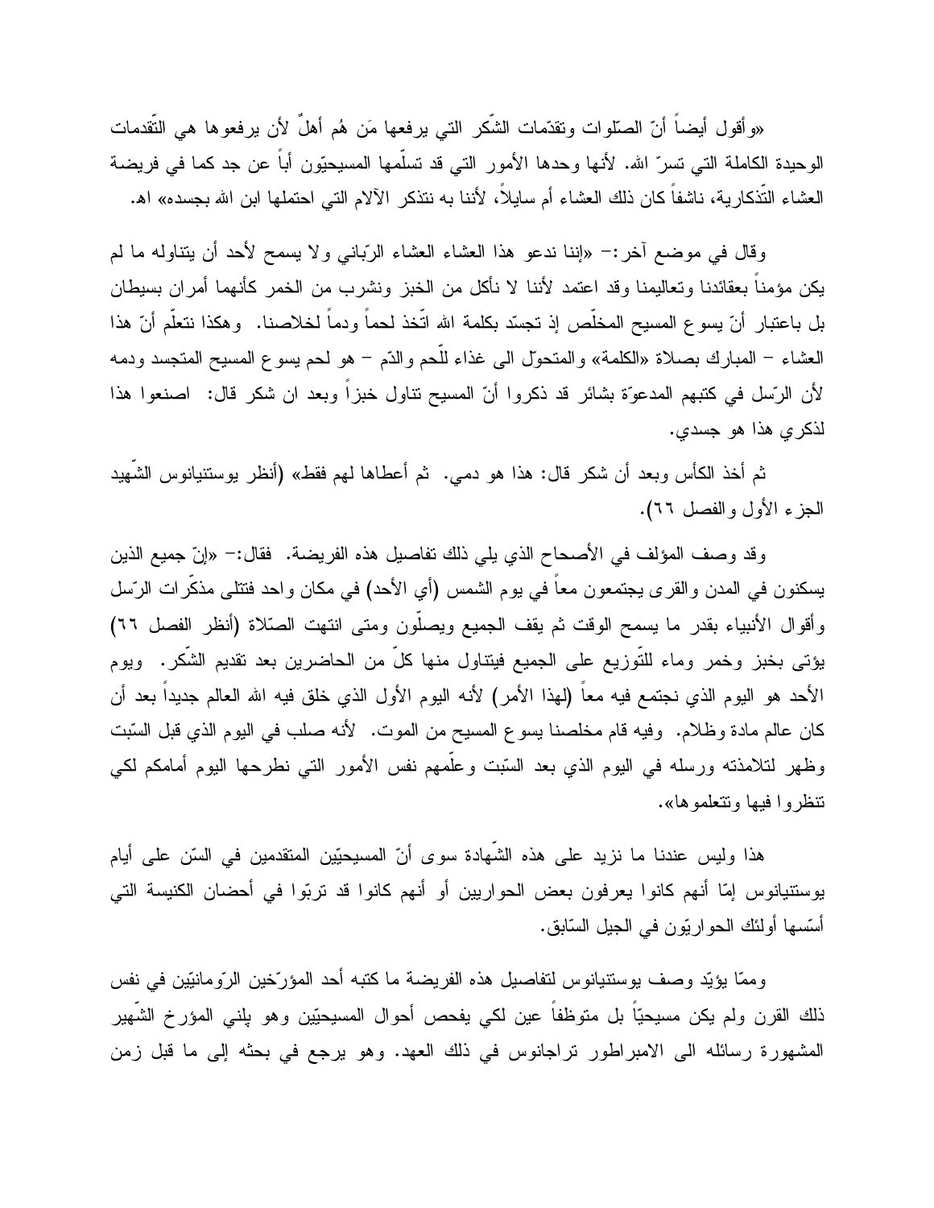«وأقول أيضاً أنّ الصّلوات وتقدّمات الشّكر التي يرفعها مَن هُم أهلٌ لأن يرفعوها هي التّقدمات الوحيدة الكاملة التي تسرّ الله. لأنها وحدها الأمور التي قد تسلّمها المسيحيّون أباً عن جد كما في فريضة العشاء التّذكارية، ناشفاً كان ذلك العشاء أم سايلاً، لأننا به نتذكر الآلام التي احتملها ابن الله بجسده» اه.

وقال في موضع آخر:- «إننا ندعو هذا العشاء العشاء الرّباني ولا يسمح لأحد أن يتناوله ما لم يكن مؤمناً بعقائدنا وتعاليمنا وقد اعتمد لأننا لا نأكل من الخبز ونشرب من الخمر كأنهما أمران بسيطان بل باعتبار أنّ يسوع المسيح المخلّص إذ تجسّد بكلمة الله اتّخذ لحماً ودماً لخلاصنا. وهكذا نتعلّم أنّ هذا العشاء – المبارك بصلاة «الكلمة» والمتحوّل الى غذاء للّحم والدّم – هو لحم يسوع المسيح المتجسد ودمه لأن الرّسل في كتبهم المدعوّة بشائر قد ذكروا أنّ المسيح تناول خبزاً وبعد ان شكر قال: اصنعوا هذا لذكري هذا هو جسدي.

ثم أخذ الكأس وبعد أن شكر قال: هذا هو دمي. ثم أعطاها لهم فقط» (أنظر يوستنيانوس الشّهيد الجزء الأول والفصل ٦٦).

وقد وصف المؤلف في الأصحاح الذي يلي ذلك تفاصيل هذه الفريضة. فقال:- «إنّ جميع الذين يسكنون في المدن والقرى يجتمعون معاً في يوم الشمس (أي الأحد) في مكان واحد فتتلى مذكّرات الرّسل وأقوال الأنبياء بقدر ما يسمح الوقت ثم يقف الجميع ويصلّون ومتى انتهت الصّلاة (أنظر الفصل ٦٦) يؤتى بخبز وخمر وماء للتّوزيع على الجميع فيتناول منها كلٌ من الحاضرين بعد تقديم الشّكر. ويوم الأحد هو اليوم الذي نجتمع فيه معاً (لهذا الأمر) لأنه اليوم الأول الذي خلق فيه الله العالم جديداً بعد أن كان عالم مادة وظلام. وفيه قام مخلصنا يسوع المسيح من الموت. لأنه صلب في اليوم الذي قبل السّبت وظهر لتلامذته ورسله في اليوم الذي بعد السّبت وعلّمهم نفس الأمور التي نطرحها اليوم أمامكم لكي تنظروا فيها وتتعلموها».

هذا وليس عندنا ما نزيد على هذه الشّهادة سوى أنّ المسيحيّين المتقدمين في السّن على أيام يوستنيانوس إمّا أنهم كانوا يعرفون بعض الحواريين أو أنهم كانوا قد تربّوا في أحضان الكنيسة التي أسّسها أولئك الحواريّون في الجيل السّابق.

وممّا يؤيّد وصف يوستنيانوس لتفاصيل هذه الفريضة ما كتبه أحد المؤرّخين الرّومانيّين في نفس ذلك القرن ولم يكن مسيحيّاً بل متوظفاً عين لكي يفحص أحوال المسيحيّين وهو پلني المؤرخ الشّهير المشهورة رسائله الى الامبراطور تراجانوس في ذلك العهد. وهو يرجع في بحثه إلى ما قبل زمن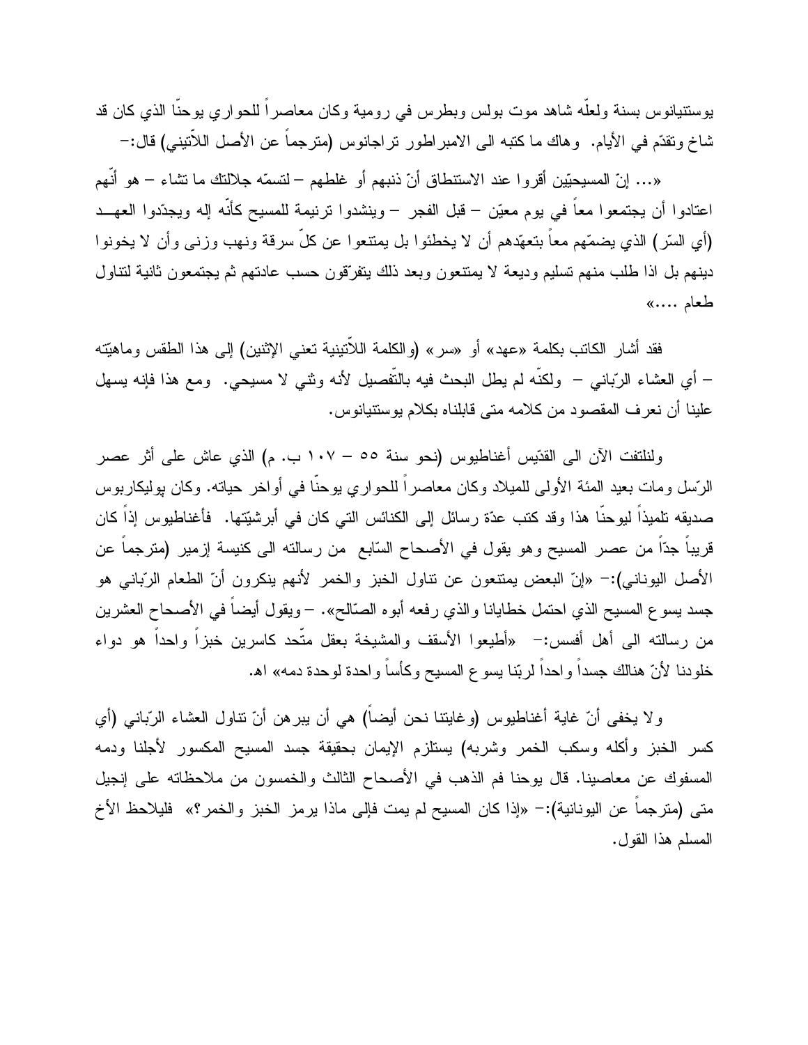يوستنيانوس بسنة ولعلّه شاهد موت بولس وبطرس في رومية وكان معاصراً للحواري يوحنّا الذي كان قد شاخ وتقدّم في الأيام. وهاك ما كتبه الى الامبراطور تراجانوس (مترجماً عن الأصل اللاّتيني) قال:-

«... إنّ المسيحيّين أقروا عند الاستنطاق أنّ ذنبهم أو غلطهم – لتسمّه جلالتك ما تشاء – هو أنّهم اعتادوا أن يجتمعوا معاً في يوم معيّن – قبل الفجر – وينشدوا ترنيمة للمسيح كأنّه إله ويجدّدوا العهد (أي السّر) الذي يضمّهم معاً بتعهّدهم أن لا يخطئوا بل يمتنعوا عن كلّ سرقة ونهب وزنى وأن لا يخونوا دينهم بل اذا طلب منهم تسليم وديعة لا يمتنعون وبعد ذلك يتفرّقون حسب عادتهم ثم يجتمعون ثانية لتناول طعام ....»

فقد أشار الكاتب بكلمة «عهد» أو «سر» (والكلمة اللاّتينية تعني الإثنين) إلى هذا الطقس وماهيّته – أي العشاء الرّباني – ولكنّه لم يطل البحث فيه بالتّفصيل لأنه وثني لا مسيحي. ومع هذا فإنه يسهل علينا أن نعرف المقصود من كلامه متى قابلناه بكلام يوستنيانوس.

ولنلتفت الآن الى القدّيس أغناطيوس (نحو سنة ٥٥ – ١٠٧ ب. م) الذي عاش على أثر عصر الرّسل ومات بعيد المئة الأولى للميلاد وكان معاصراً للحواري يوحنّا في أواخر حياته. وكان بوليكاربوس صديقه تلميذاً ليوحنّا هذا وقد كتب عدّة رسائل إلى الكنائس التي كان في أبرشيّتها. فأغناطيوس إذاً كان قريباً جدّاً من عصر المسيح وهو يقول في الأصحاح السّابع من رسالته الى كنيسة إزمير (مترجماً عن الأصل اليوناني):- «إنّ البعض يمتنعون عن تناول الخبز والخمر لأنهم ينكرون أنّ الطعام الرّباني هو جسد يسوع المسيح الذي احتمل خطايانا والذي رفعه أبوه الصّالح». –ويقول أيضاً في الأصحاح العشرين من رسالته الى أهل أفسس:- «أطيعوا الأسقف والمشيخة بعقل متّحد كاسرين خبزاً واحداً هو دواء خلودنا لأنّ هنالك جسداً واحداً لربّنا يسوع المسيح وكأساً واحدة لوحدة دمه» اه.

ولا يخفى أنّ غاية أغناطيوس (وغايتنا نحن أيضاً) هي أن يبرهن أنّ تناول العشاء الرّباني (أي كسر الخبز وأكله وسكب الخمر وشربه) يستلزم الإيمان بحقيقة جسد المسيح المكسور لأجلنا ودمه المسفوك عن معاصينا. قال يوحنا فم الذهب في الأصحاح الثالث والخمسون من ملاحظاته على إنجيل متى (مترجماً عن اليونانية):- «إذا كان المسيح لم يمت فإلى ماذا يرمز الخبز والخمر؟» فليلاحظ الأخ المسلم هذا القول.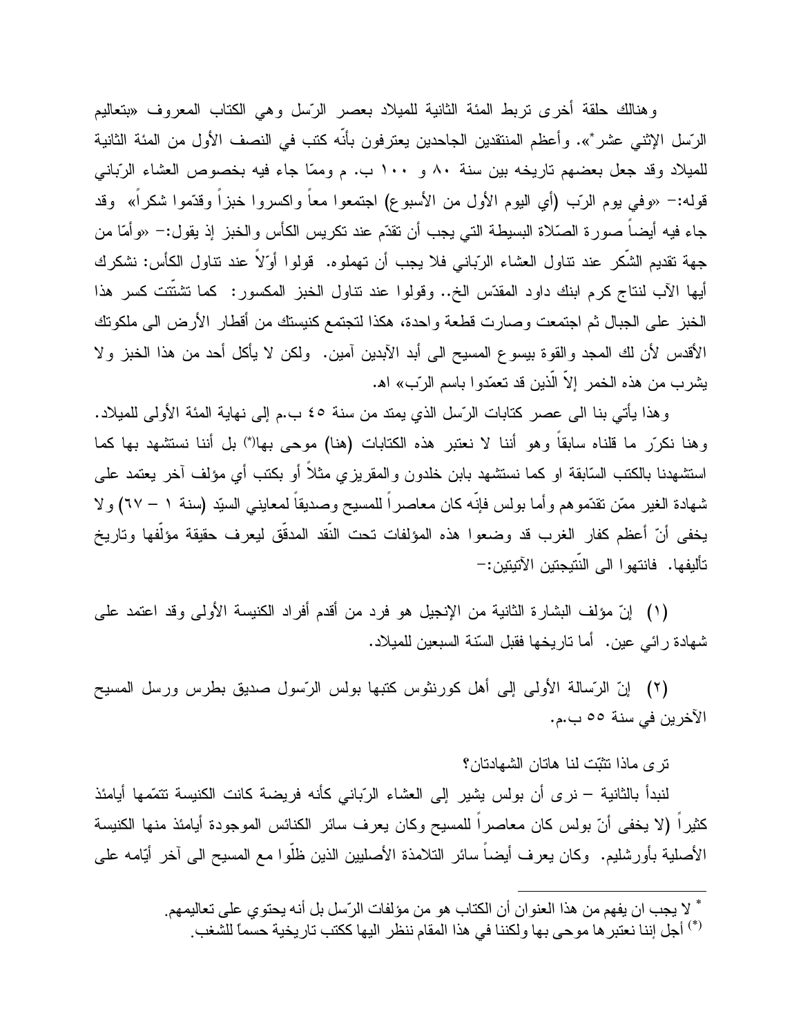وهنالك حلقة أخرى تربط المئة الثانية للميلاد بعصر الرّسل وهي الكتاب المعروف «بتعاليم الرّسل الإثني عشر*». وأعظم المنتقدين الجاحدين يعترفون بأنّه كتب في النصف الأول من المئة الثانية للميلاد وقد جعل بعضهم تاريخه بين سنة ٨٠ و ١٠٠ ب. م وممّا جاء فيه بخصوص العشاء الرّباني قوله:– «وفي يوم الرّب (أي اليوم الأول من الأسبوع) اجتمعوا معاً واكسروا خبزاً وقدّموا شكراً» وقد جاء فيه أيضاً صورة الصّلاة البسيطة التي يجب أن تقدّم عند تكريس الكأس والخبز إذ يقول:– «وأمّا من جهة تقديم الشّكر عند تناول العشاء الرّباني فلا يجب أن تهملوه. قولوا أوّلاً عند تناول الكأس: نشكرك أيها الآب لنتاج كرم ابنك داود المقدّس الخ.. وقولوا عند تناول الخبز المكسور: كما تشتّتت كسر هذا الخبز على الجبال ثم اجتمعت وصارت قطعة واحدة، هكذا لتجتمع كنيستك من أقطار الأرض الى ملكوتك الأقدس لأن لك المجد والقوة بيسوع المسيح الى أبد الآبدين آمين. ولكن لا يأكل أحد من هذا الخبز ولا يشرب من هذه الخمر إلاّ الّذين قد تعمّدوا باسم الرّب» اهـ.

وهذا يأتي بنا الى عصر كتابات الرّسل الذي يمتد من سنة ٤٥ ب.م إلى نهاية المئة الأولى للميلاد. وهنا نكرّر ما قلناه سابقاً وهو أننا لا نعتبر هذه الكتابات (هنا) موحى بها(*) بل أننا نستشهد بها كما استشهدنا بالكتب السّابقة او كما نستشهد بابن خلدون والمقريزي مثلاً أو بكتب أي مؤلف آخر يعتمد على شهادة الغير ممّن تقدّموهم وأما بولس فإنّه كان معاصراً للمسيح وصديقاً لمعايني السيّد (سنة ١ – ٦٧) ولا يخفى أنّ أعظم كفار الغرب قد وضعوا هذه المؤلفات تحت النّقد المدقّق ليعرف حقيقة مؤلّفها وتاريخ تأليفها. فانتهوا الى النّتيجتين الآتيتين:–

(١) إنّ مؤلف البشارة الثانية من الإنجيل هو فرد من أقدم أفراد الكنيسة الأولى وقد اعتمد على شهادة رائي عين. أما تاريخها فقبل السّنة السبعين للميلاد.

(٢) إنّ الرّسالة الأولى إلى أهل كورنثوس كتبها بولس الرّسول صديق بطرس ورسل المسيح الآخرين في سنة ٥٥ ب.م.

ترى ماذا تثبّت لنا هاتان الشهادتان؟

لنبدأ بالثانية – نرى أن بولس يشير إلى العشاء الرّباني كأنه فريضة كانت الكنيسة تتمّمها أيامئذ كثيراً (لا يخفى أنّ بولس كان معاصراً للمسيح وكان يعرف سائر الكنائس الموجودة أيامئذ منها الكنيسة الأصلية بأورشليم. وكان يعرف أيضاً سائر التلامذة الأصليين الذين ظلّوا مع المسيح الى آخر أيّامه على

---

* لا يجب ان يفهم من هذا العنوان أن الكتاب هو من مؤلفات الرّسل بل أنه يحتوي على تعاليمهم.

(*) أجل إننا نعتبرها موحى بها ولكننا في هذا المقام ننظر اليها ككتب تاريخية حسماً للشغب.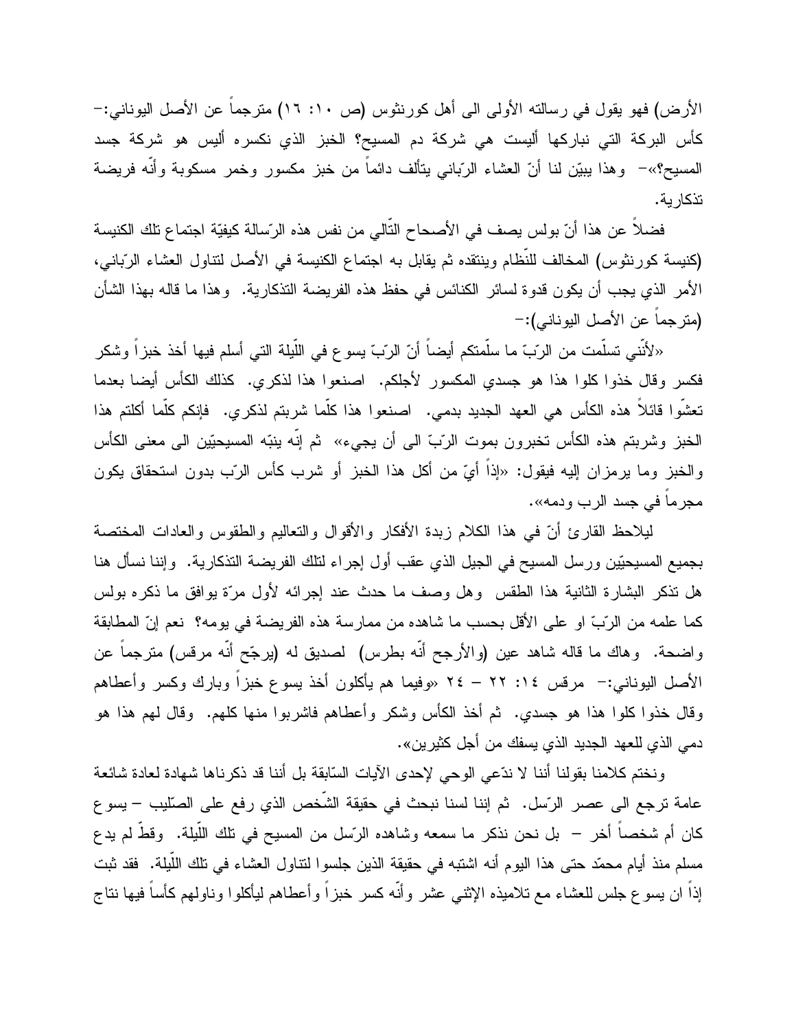الأرض) فهو يقول في رسالته الأولى الى أهل كورنثوس (ص ١٠: ١٦) مترجماً عن الأصل اليوناني:- كأس البركة التي نباركها أليست هي شركة دم المسيح؟ الخبز الذي نكسره أليس هو شركة جسد المسيح؟»- وهذا يبيّن لنا أنّ العشاء الرّباني يتألف دائماً من خبز مكسور وخمر مسكوبة وأنّه فريضة تذكارية.

فضلاً عن هذا أنّ بولس يصف في الأصحاح التّالي من نفس هذه الرّسالة كيفيّة اجتماع تلك الكنيسة (كنيسة كورنثوس) المخالف للنّظام وينتقده ثم يقابل به اجتماع الكنيسة في الأصل لتناول العشاء الرّباني، الأمر الذي يجب أن يكون قدوة لسائر الكنائس في حفظ هذه الفريضة التذكارية. وهذا ما قاله بهذا الشأن (مترجماً عن الأصل اليوناني):-

«لأنّني تسلّمت من الرّبّ ما سلّمتكم أيضاً أنّ الرّبّ يسوع في اللّيلة التي أسلم فيها أخذ خبزاً وشكر فكسر وقال خذوا كلوا هذا هو جسدي المكسور لأجلكم. اصنعوا هذا لذكري. كذلك الكأس أيضا بعدما تعشّوا قائلاً هذه الكأس هي العهد الجديد بدمي. اصنعوا هذا كلّما شربتم لذكري. فإنكم كلّما أكلتم هذا الخبز وشربتم هذه الكأس تخبرون بموت الرّبّ الى أن يجيء» ثم إنّه ينبّه المسيحيّين الى معنى الكأس والخبز وما يرمزان إليه فيقول: «إذاً أيّ من أكل هذا الخبز أو شرب كأس الرّب بدون استحقاق يكون مجرماً في جسد الرب ودمه».

ليلاحظ القارئ أنّ في هذا الكلام زبدة الأفكار والأقوال والتعاليم والطقوس والعادات المختصة بجميع المسيحيّين ورسل المسيح في الجيل الذي عقب أول إجراء لتلك الفريضة التذكارية. وإننا نسأل هنا هل تذكر البشارة الثانية هذا الطقس وهل وصف ما حدث عند إجرائه لأول مرّة يوافق ما ذكره بولس كما علمه من الرّبّ او على الأقل بحسب ما شاهده من ممارسة هذه الفريضة في يومه؟ نعم إنّ المطابقة واضحة. وهاك ما قاله شاهد عين (والأرجح أنّه بطرس) لصديق له (يرجّح أنّه مرقس) مترجماً عن الأصل اليوناني:- مرقس ١٤: ٢٢ – ٢٤ «وفيما هم يأكلون أخذ يسوع خبزاً وبارك وكسر وأعطاهم وقال خذوا كلوا هذا هو جسدي. ثم أخذ الكأس وشكر وأعطاهم فاشربوا منها كلهم. وقال لهم هذا هو دمي الذي للعهد الجديد الذي يسفك من أجل كثيرين».

ونختم كلامنا بقولنا أننا لا ندّعي الوحي لإحدى الآيات السّابقة بل أننا قد ذكرناها شهادة لعادة شائعة عامة ترجع الى عصر الرّسل. ثم إننا لسنا نبحث في حقيقة الشّخص الذي رفع على الصّليب – يسوع كان أم شخصاً أخر – بل نحن نذكر ما سمعه وشاهده الرّسل من المسيح في تلك اللّيلة. وقطّ لم يدع مسلم منذ أيام محمّد حتى هذا اليوم أنه اشتبه في حقيقة الذين جلسوا لتناول العشاء في تلك اللّيلة. فقد ثبت إذاً ان يسوع جلس للعشاء مع تلاميذه الإثني عشر وأنّه كسر خبزاً وأعطاهم ليأكلوا وناولهم كأساً فيها نتاج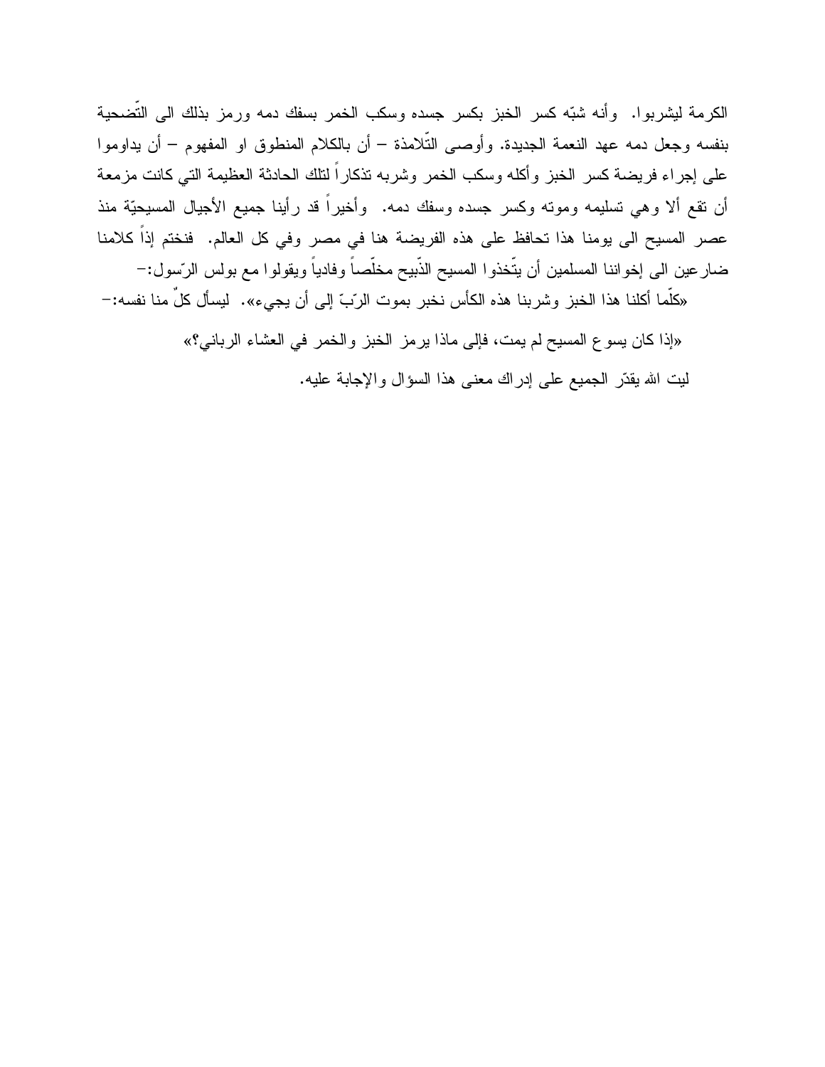الكرمة ليشربوا. وأنه شبّه كسر الخبز بكسر جسده وسكب الخمر بسفك دمه ورمز بذلك الى التّضحية بنفسه وجعل دمه عهد النعمة الجديدة. وأوصى التّلامذة – أن بالكلام المنطوق او المفهوم – أن يداوموا على إجراء فريضة كسر الخبز وأكله وسكب الخمر وشربه تذكاراً لتلك الحادثة العظيمة التي كانت مزمعة أن تقع ألا وهي تسليمه وموته وكسر جسده وسفك دمه. وأخيراً قد رأينا جميع الأجيال المسيحيّة منذ عصر المسيح الى يومنا هذا تحافظ على هذه الفريضة هنا في مصر وفي كل العالم. فنختم إذاً كلامنا ضارعين الى إخواننا المسلمين أن يتّخذوا المسيح الذّبيح مخلّصاً وفادياً ويقولوا مع بولس الرّسول:–

«كلّما أكلنا هذا الخبز وشربنا هذه الكأس نخبر بموت الرّبّ إلى أن يجيء». ليسأل كلٌ منا نفسه:–

«إذا كان يسوع المسيح لم يمت، فإلى ماذا يرمز الخبز والخمر في العشاء الرباني؟»

ليت الله يقدّر الجميع على إدراك معنى هذا السؤال والإجابة عليه.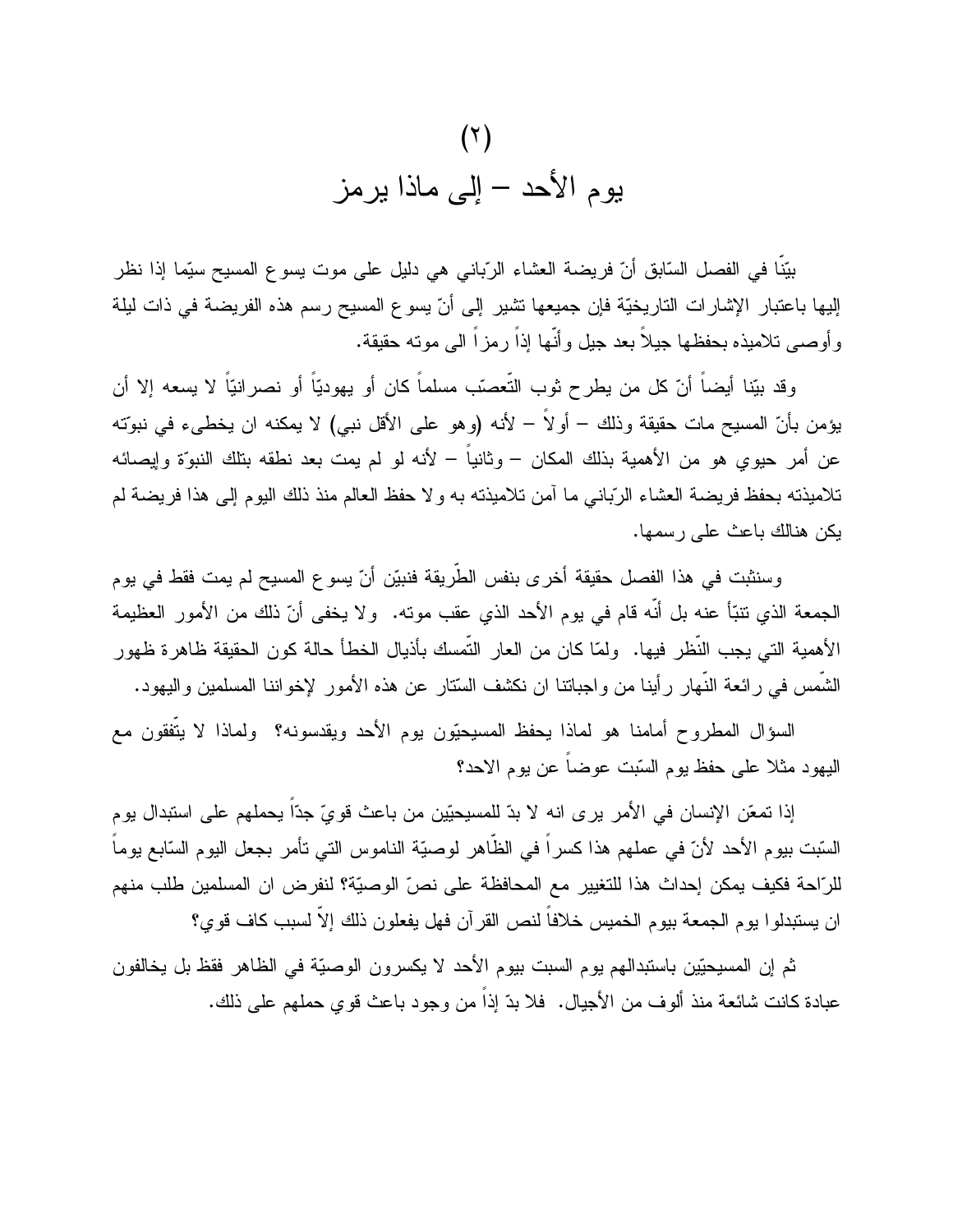# (٢)
# يوم الأحد – إلى ماذا يرمز

بيّنّا في الفصل السّابق أنّ فريضة العشاء الرّباني هي دليل على موت يسوع المسيح سيّما إذا نظر إليها باعتبار الإشارات التاريخيّة فإن جميعها تشير إلى أنّ يسوع المسيح رسم هذه الفريضة في ذات ليلة وأوصى تلاميذه بحفظها جيلاً بعد جيل وأنّها إذاً رمزاً الى موته حقيقة.

وقد بيّنا أيضاً أنّ كل من يطرح ثوب التّعصّب مسلماً كان أو يهوديّاً أو نصرانيّاً لا يسعه إلا أن يؤمن بأنّ المسيح مات حقيقة وذلك – أولاً – لأنه (وهو على الأقل نبي) لا يمكنه ان يخطىء في نبوّته عن أمر حيوي هو من الأهمية بذلك المكان – وثانياً – لأنه لو لم يمت بعد نطقه بتلك النبوّة وإيصائه تلاميذته بحفظ فريضة العشاء الرّباني ما آمن تلاميذته به ولا حفظ العالم منذ ذلك اليوم إلى هذا فريضة لم يكن هنالك باعث على رسمها.

وسنثبت في هذا الفصل حقيقة أخرى بنفس الطّريقة فنبيّن أنّ يسوع المسيح لم يمت فقط في يوم الجمعة الذي تنبّأ عنه بل أنّه قام في يوم الأحد الذي عقب موته. ولا يخفى أنّ ذلك من الأمور العظيمة الأهمية التي يجب النّظر فيها. ولمّا كان من العار التّمسك بأذيال الخطأ حالة كون الحقيقة ظاهرة ظهور الشّمس في رائعة النّهار رأينا من واجباتنا ان نكشف السّتار عن هذه الأمور لإخواننا المسلمين واليهود.

السؤال المطروح أمامنا هو لماذا يحفظ المسيحيّون يوم الأحد ويقدسونه؟ ولماذا لا يتّفقون مع اليهود مثلا على حفظ يوم السّبت عوضاً عن يوم الاحد؟

إذا تمعّن الإنسان في الأمر يرى انه لا بدّ للمسيحيّين من باعث قويّ جدّاً يحملهم على استبدال يوم السّبت بيوم الأحد لأنّ في عملهم هذا كسراً في الظّاهر لوصيّة الناموس التي تأمر بجعل اليوم السّابع يوماً للرّاحة فكيف يمكن إحداث هذا للتغيير مع المحافظة على نصّ الوصيّة؟ لنفرض ان المسلمين طلب منهم ان يستبدلوا يوم الجمعة بيوم الخميس خلافاً لنص القرآن فهل يفعلون ذلك إلاّ لسبب كاف قوي؟

ثم إن المسيحيّين باستبدالهم يوم السبت بيوم الأحد لا يكسرون الوصيّة في الظاهر فقط بل يخالفون عبادة كانت شائعة منذ ألوف من الأجيال. فلا بدّ إذاً من وجود باعث قوي حملهم على ذلك.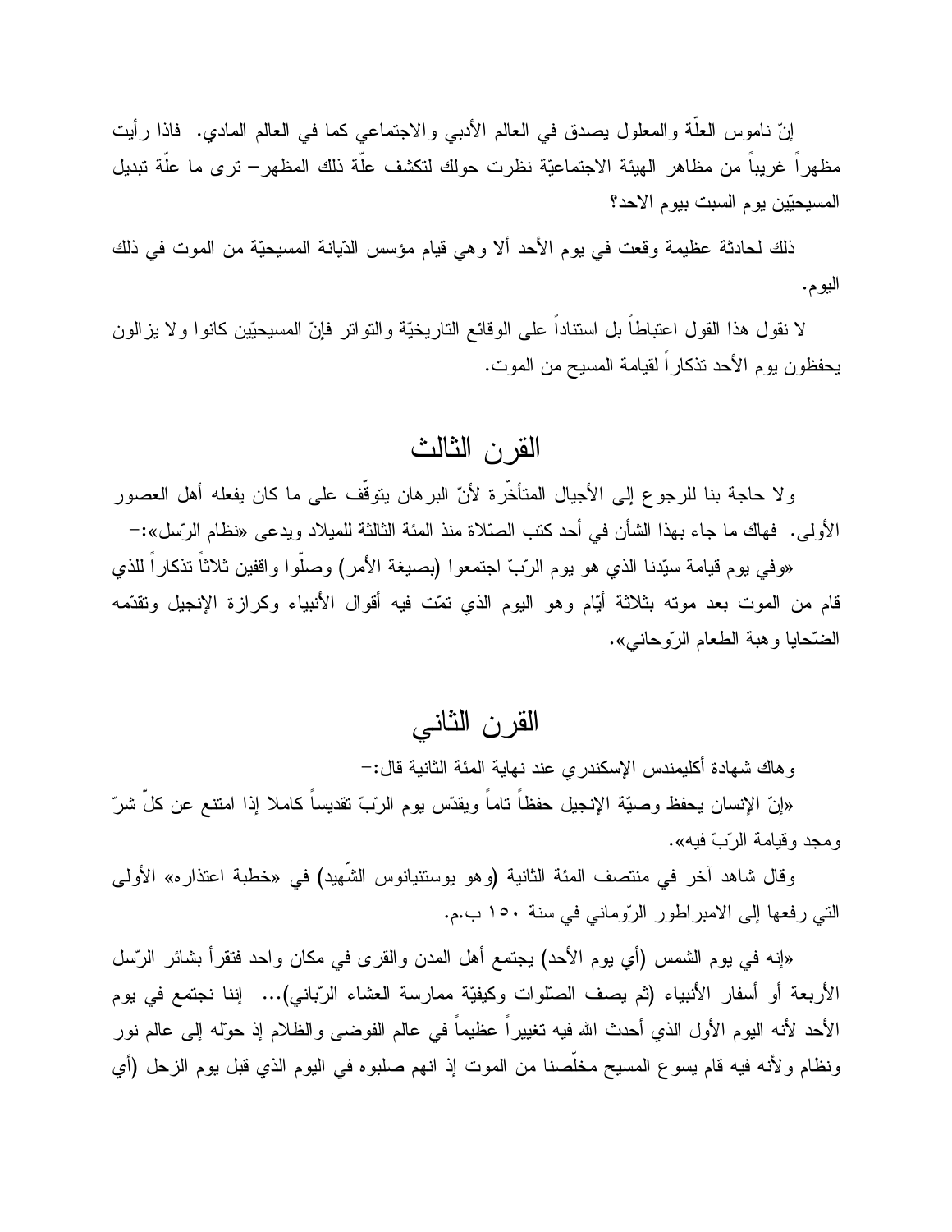إنّ ناموس العلّة والمعلول يصدق في العالم الأدبي والاجتماعي كما في العالم المادي. فاذا رأيت مظهراً غريباً من مظاهر الهيئة الاجتماعيّة نظرت حولك لتكشف علّة ذلك المظهر– ترى ما علّة تبديل المسيحيّين يوم السبت بيوم الاحد؟

ذلك لحادثة عظيمة وقعت في يوم الأحد ألا وهي قيام مؤسس الدّيانة المسيحيّة من الموت في ذلك اليوم.

لا نقول هذا القول اعتباطاً بل استناداً على الوقائع التاريخيّة والتواتر فإنّ المسيحيّين كانوا ولا يزالون يحفظون يوم الأحد تذكاراً لقيامة المسيح من الموت.

## القرن الثالث

ولا حاجة بنا للرجوع إلى الأجيال المتأخّرة لأنّ البرهان يتوقّف على ما كان يفعله أهل العصور الأولى. فهاك ما جاء بهذا الشأن في أحد كتب الصّلاة منذ المئة الثالثة للميلاد ويدعى «نظام الرّسل»:–

«وفي يوم قيامة سيّدنا الذي هو يوم الرّبّ اجتمعوا (بصيغة الأمر) وصلّوا واقفين ثلاثاً تذكاراً للذي قام من الموت بعد موته بثلاثة أيّام وهو اليوم الذي تمّت فيه أقوال الأنبياء وكرازة الإنجيل وتقدّمه الضّحايا وهبة الطعام الرّوحاني».

## القرن الثاني

وهاك شهادة أكليمندس الإسكندري عند نهاية المئة الثانية قال:–

«إنّ الإنسان يحفظ وصيّة الإنجيل حفظاً تاماً ويقدّس يوم الرّبّ تقديساً كاملا إذا امتنع عن كلّ شرّ ومجد وقيامة الرّبّ فيه».

وقال شاهد آخر في منتصف المئة الثانية (وهو يوستنيانوس الشّهيد) في «خطبة اعتذاره» الأولى التي رفعها إلى الامبراطور الرّوماني في سنة ١٥٠ ب.م.

«إنه في يوم الشمس (أي يوم الأحد) يجتمع أهل المدن والقرى في مكان واحد فتقرأ بشائر الرّسل الأربعة أو أسفار الأنبياء (ثم يصف الصّلوات وكيفيّة ممارسة العشاء الرّباني)... إننا نجتمع في يوم الأحد لأنه اليوم الأول الذي أحدث الله فيه تغييراً عظيماً في عالم الفوضى والظلام إذ حوّله إلى عالم نور ونظام ولأنه فيه قام يسوع المسيح مخلّصنا من الموت إذ انهم صلبوه في اليوم الذي قبل يوم الزحل (أي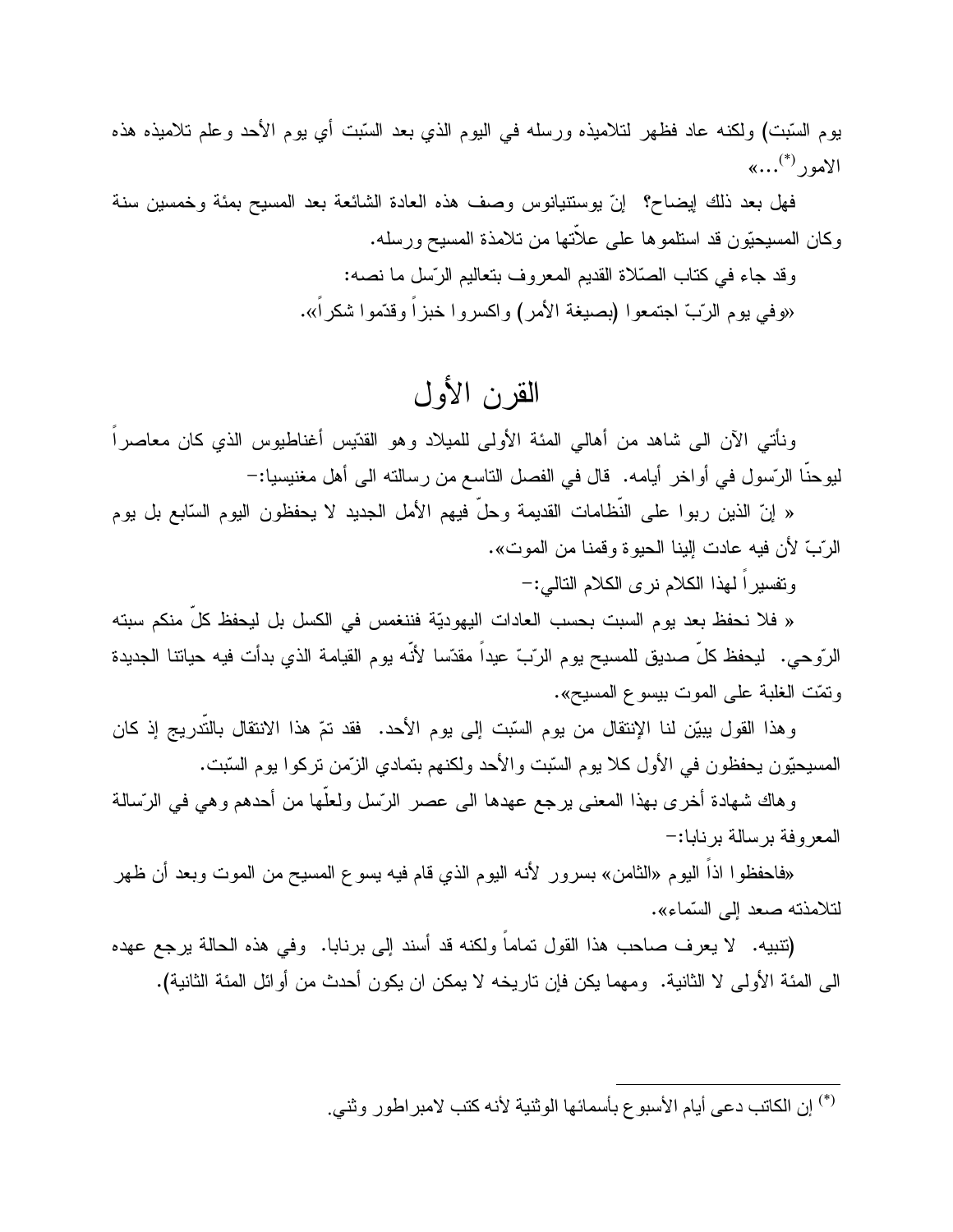يوم السّبت) ولكنه عاد فظهر لتلاميذه ورسله في اليوم الذي بعد السّبت أي يوم الأحد وعلم تلاميذه هذه الامور[*]...»

فهل بعد ذلك إيضاح؟ إنّ يوستنيانوس وصف هذه العادة الشائعة بعد المسيح بمئة وخمسين سنة وكان المسيحيّون قد استلموها على علاّتها من تلامذة المسيح ورسله.

وقد جاء في كتاب الصّلاة القديم المعروف بتعاليم الرّسل ما نصه:

«وفي يوم الرّبّ اجتمعوا (بصيغة الأمر) واكسروا خبزاً وقدّموا شكراً».

# القرن الأول

ونأتي الآن الى شاهد من أهالي المئة الأولى للميلاد وهو القدّيس أغناطيوس الذي كان معاصراً ليوحنّا الرّسول في أواخر أيامه. قال في الفصل التاسع من رسالته الى أهل مغنيسيا:–

« إنّ الذين ربوا على النّظامات القديمة وحلّ فيهم الأمل الجديد لا يحفظون اليوم السّابع بل يوم الرّبّ لأن فيه عادت إلينا الحيوة وقمنا من الموت».

وتفسيراً لهذا الكلام نرى الكلام التالي:–

« فلا نحفظ بعد يوم السبت بحسب العادات اليهوديّة فننغمس في الكسل بل ليحفظ كلّ منكم سبته الرّوحي. ليحفظ كلّ صديق للمسيح يوم الرّبّ عيداً مقدّسا لأنّه يوم القيامة الذي بدأت فيه حياتنا الجديدة وتمّت الغلبة على الموت بيسوع المسيح».

وهذا القول يبيّن لنا الإنتقال من يوم السّبت إلى يوم الأحد. فقد تمّ هذا الانتقال بالتّدريج إذ كان المسيحيّون يحفظون في الأول كلا يوم السّبت والأحد ولكنهم بتمادي الزّمن تركوا يوم السّبت.

وهاك شهادة أخرى بهذا المعنى يرجع عهدها الى عصر الرّسل ولعلّها من أحدهم وهي في الرّسالة المعروفة برسالة برنابا:–

«فاحفظوا اذاً اليوم «الثامن» بسرور لأنه اليوم الذي قام فيه يسوع المسيح من الموت وبعد أن ظهر لتلامذته صعد إلى السّماء».

(تنبيه. لا يعرف صاحب هذا القول تماماً ولكنه قد أسند إلى برنابا. وفي هذه الحالة يرجع عهده الى المئة الأولى لا الثانية. ومهما يكن فإن تاريخه لا يمكن ان يكون أحدث من أوائل المئة الثانية).

---

[*] إن الكاتب دعى أيام الأسبوع بأسمائها الوثنية لأنه كتب لامبراطور وثني.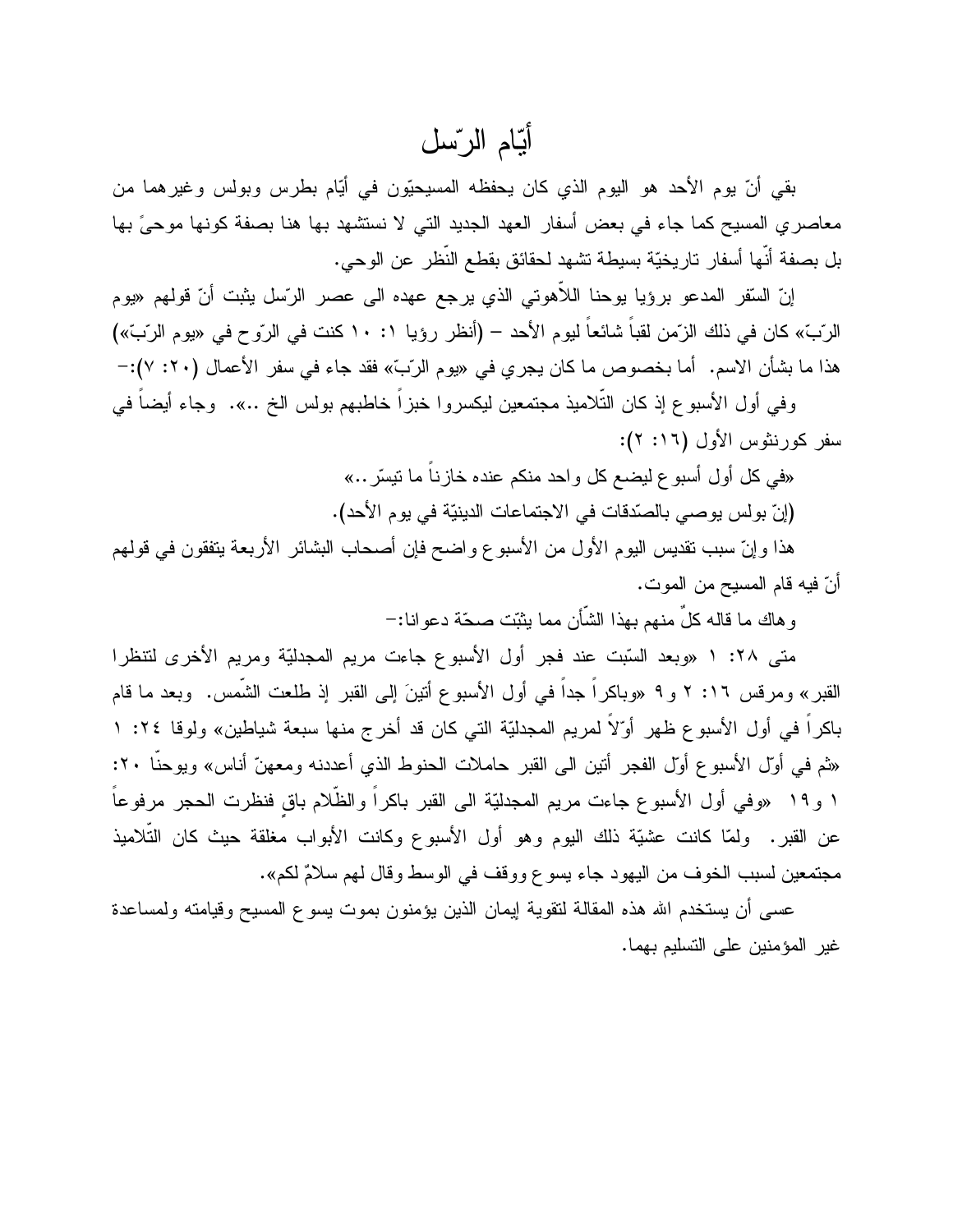# أيّام الرّسل

بقي أنّ يوم الأحد هو اليوم الذي كان يحفظه المسيحيّون في أيّام بطرس وبولس وغيرهما من معاصري المسيح كما جاء في بعض أسفار العهد الجديد التي لا نستشهد بها هنا بصفة كونها موحىً بها بل بصفة أنّها أسفار تاريخيّة بسيطة تشهد لحقائق بقطع النّظر عن الوحي.

إنّ السّفر المدعو برؤيا يوحنا اللاّهوتي الذي يرجع عهده الى عصر الرّسل يثبت أنّ قولهم «يوم الرّبّ» كان في ذلك الزّمن لقباً شائعاً ليوم الأحد – (أنظر رؤيا ١: ١٠ كنت في الرّوح في «يوم الرّبّ») هذا ما بشأن الاسم. أما بخصوص ما كان يجري في «يوم الرّبّ» فقد جاء في سفر الأعمال (٢٠: ٧):–

وفي أول الأسبوع إذ كان التّلاميذ مجتمعين ليكسروا خبزاً خاطبهم بولس الخ ..». وجاء أيضاً في سفر كورنثوس الأول (١٦: ٢):

«في كل أول أسبوع ليضع كل واحد منكم عنده خازناً ما تيسّر..»

(إنّ بولس يوصي بالصّدقات في الاجتماعات الدينيّة في يوم الأحد).

هذا وإنّ سبب تقديس اليوم الأول من الأسبوع واضح فإن أصحاب البشائر الأربعة يتفقون في قولهم أنّ فيه قام المسيح من الموت.

وهاك ما قاله كلٌ منهم بهذا الشّأن مما يثبّت صحّة دعوانا:–

متى ٢٨: ١ «وبعد السّبت عند فجر أول الأسبوع جاءت مريم المجدليّة ومريم الأخرى لتنظرا القبر» ومرقس ١٦: ٢ و٩ «وباكراً جداً في أول الأسبوع أتينَ إلى القبر إذ طلعت الشّمس. وبعد ما قام باكراً في أول الأسبوع ظهر أوّلاً لمريم المجدليّة التي كان قد أخرج منها سبعة شياطين» ولوقا ٢٤: ١ «ثم في أوّل الأسبوع أوّل الفجر أتين الى القبر حاملات الحنوط الذي أعددنه ومعهنّ أناس» ويوحنّا ٢٠: ١ و١٩ «وفي أول الأسبوع جاءت مريم المجدليّة الى القبر باكراً والظّلام باقٍ فنظرت الحجر مرفوعاً عن القبر. ولمّا كانت عشيّة ذلك اليوم وهو أول الأسبوع وكانت الأبواب مغلقة حيث كان التّلاميذ مجتمعين لسبب الخوف من اليهود جاء يسوع ووقف في الوسط وقال لهم سلامٌ لكم».

عسى أن يستخدم الله هذه المقالة لتقوية إيمان الذين يؤمنون بموت يسوع المسيح وقيامته ولمساعدة غير المؤمنين على التسليم بهما.